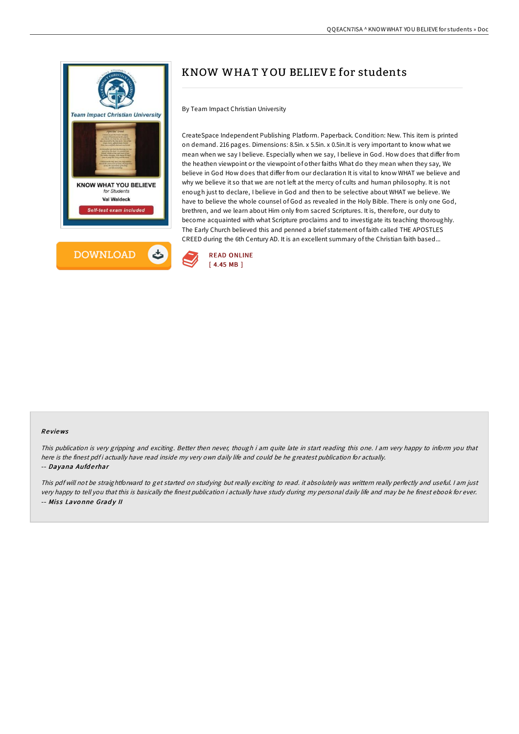# KNOW WHAT YOU BELIEVE for students

By Team Impact Christian University

CreateSpace Independent Publishing Platform. Paperback. Condition: New. This item is printed on demand. 216 pages. Dimensions: 8.5in. x 5.5in. x 0.5in.It is very important to know what we mean when we say I believe. Especially when we say, I believe in God. How does that differ from the heathen viewpoint or the viewpoint of other faiths What do they mean when they say, We believe in God How does that differ from our declaration It is vital to know WHAT we believe and why we believe it so that we are not left at the mercy of cults and human philosophy. It is not enough just to declare, I believe in God and then to be selective about WHAT we believe. We have to believe the whole counsel of God as revealed in the Holy Bible. There is only one God, brethren, and we learn about Him only from sacred Scriptures. It is, therefore, our duty to become acquainted with what Scripture proclaims and to investigate its teaching thoroughly. The Early Church believed this and penned a brief statement of faith called THE APOSTLES CREED during the 6th Century AD. It is an excellent summary of the Christian faith based...

DOWNLOAD

READ ONLINE
[ 4.45 MB ]

### Reviews

*This publication is very gripping and exciting. Better then never, though i am quite late in start reading this one. I am very happy to inform you that here is the finest pdf i actually have read inside my very own daily life and could be he greatest publication for actually.*
-- *Dayana Aufderhar*

*This pdf will not be straightforward to get started on studying but really exciting to read. it absolutely was writtern really perfectly and useful. I am just very happy to tell you that this is basically the finest publication i actually have study during my personal daily life and may be he finest ebook for ever.*
-- *Miss Lavonne Grady II*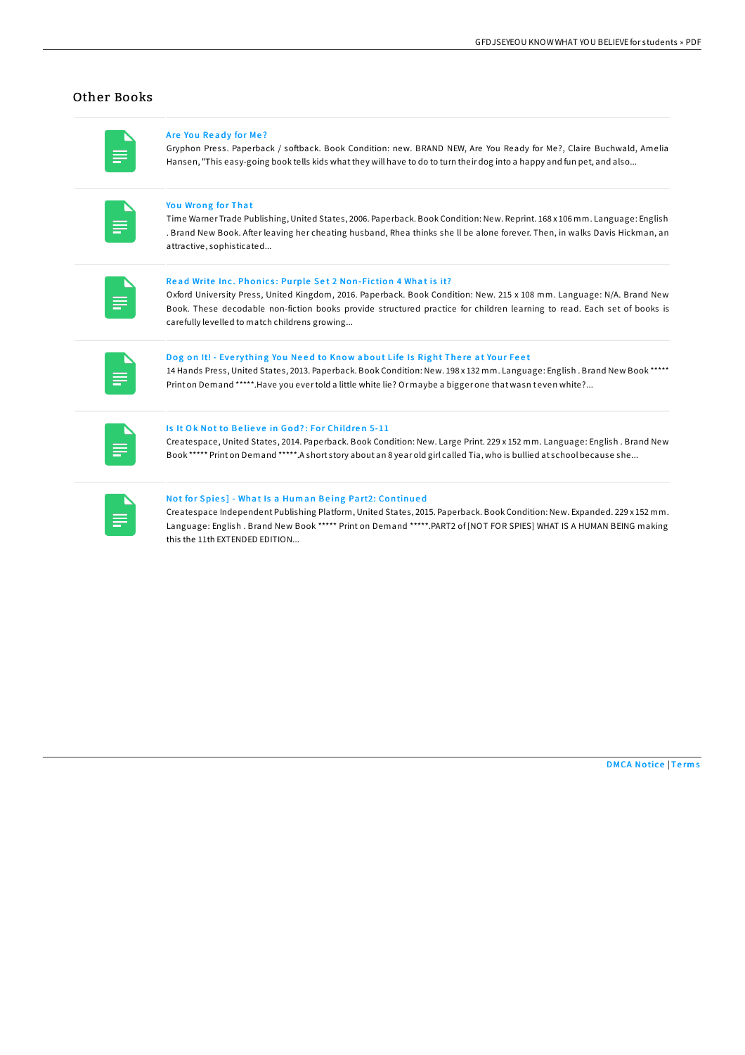## Other Books

### Are You Ready for Me?

Gryphon Press. Paperback / softback. Book Condition: new. BRAND NEW, Are You Ready for Me?, Claire Buchwald, Amelia Hansen, "This easy-going book tells kids what they will have to do to turn their dog into a happy and fun pet, and also...

### You Wrong for That

Time Warner Trade Publishing, United States, 2006. Paperback. Book Condition: New. Reprint. 168 x 106 mm. Language: English . Brand New Book. After leaving her cheating husband, Rhea thinks she ll be alone forever. Then, in walks Davis Hickman, an attractive, sophisticated...

### Read Write Inc. Phonics: Purple Set 2 Non-Fiction 4 What is it?

Oxford University Press, United Kingdom, 2016. Paperback. Book Condition: New. 215 x 108 mm. Language: N/A. Brand New Book. These decodable non-fiction books provide structured practice for children learning to read. Each set of books is carefully levelled to match childrens growing...

### Dog on It! - Everything You Need to Know about Life Is Right There at Your Feet

14 Hands Press, United States, 2013. Paperback. Book Condition: New. 198 x 132 mm. Language: English . Brand New Book ***** Print on Demand *****.Have you ever told a little white lie? Or maybe a bigger one that wasn t even white?...

### Is It Ok Not to Believe in God?: For Children 5-11

Createspace, United States, 2014. Paperback. Book Condition: New. Large Print. 229 x 152 mm. Language: English . Brand New Book ***** Print on Demand *****.A short story about an 8 year old girl called Tia, who is bullied at school because she...

### Not for Spies] - What Is a Human Being Part2: Continued

Createspace Independent Publishing Platform, United States, 2015. Paperback. Book Condition: New. Expanded. 229 x 152 mm. Language: English . Brand New Book ***** Print on Demand *****.PART2 of [NOT FOR SPIES] WHAT IS A HUMAN BEING making this the 11th EXTENDED EDITION...